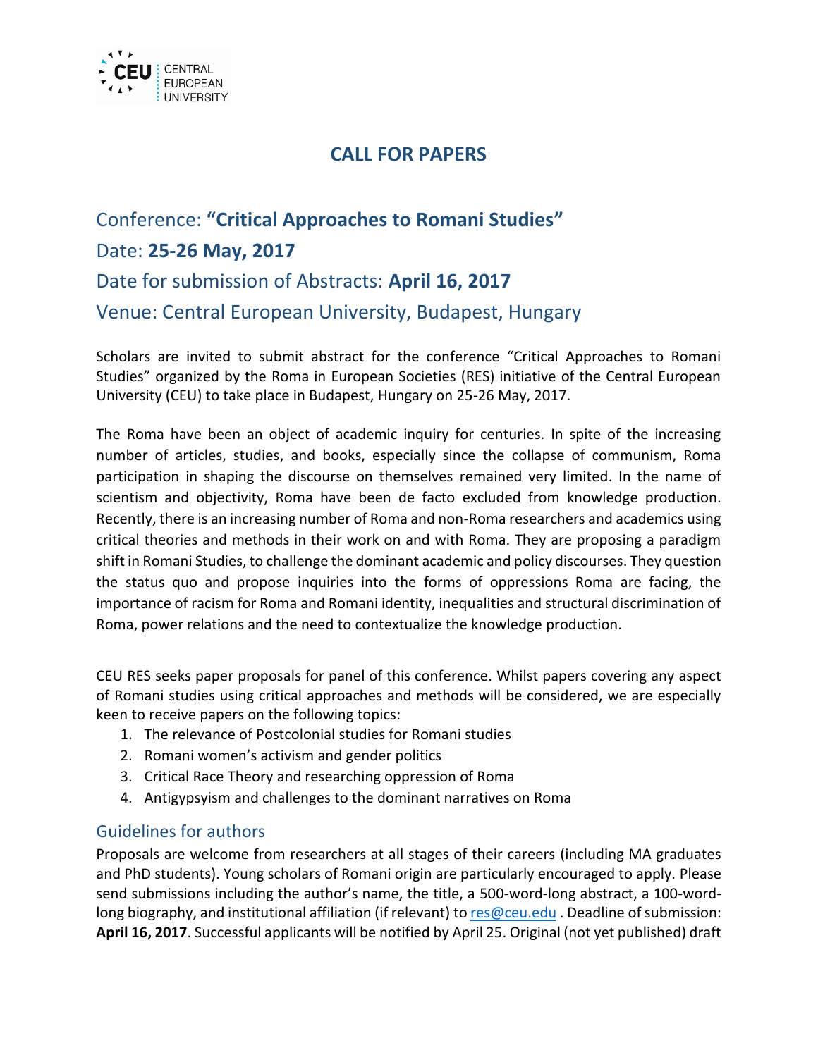# CALL FOR PAPERS

## Conference: **"Critical Approaches to Romani Studies"**

## Date: **25-26 May, 2017**

## Date for submission of Abstracts: **April 16, 2017**

## Venue: Central European University, Budapest, Hungary

Scholars are invited to submit abstract for the conference "Critical Approaches to Romani Studies" organized by the Roma in European Societies (RES) initiative of the Central European University (CEU) to take place in Budapest, Hungary on 25-26 May, 2017.

The Roma have been an object of academic inquiry for centuries. In spite of the increasing number of articles, studies, and books, especially since the collapse of communism, Roma participation in shaping the discourse on themselves remained very limited. In the name of scientism and objectivity, Roma have been de facto excluded from knowledge production. Recently, there is an increasing number of Roma and non-Roma researchers and academics using critical theories and methods in their work on and with Roma. They are proposing a paradigm shift in Romani Studies, to challenge the dominant academic and policy discourses. They question the status quo and propose inquiries into the forms of oppressions Roma are facing, the importance of racism for Roma and Romani identity, inequalities and structural discrimination of Roma, power relations and the need to contextualize the knowledge production.

CEU RES seeks paper proposals for panel of this conference. Whilst papers covering any aspect of Romani studies using critical approaches and methods will be considered, we are especially keen to receive papers on the following topics:

1. The relevance of Postcolonial studies for Romani studies
2. Romani women's activism and gender politics
3. Critical Race Theory and researching oppression of Roma
4. Antigypsyism and challenges to the dominant narratives on Roma

### Guidelines for authors

Proposals are welcome from researchers at all stages of their careers (including MA graduates and PhD students). Young scholars of Romani origin are particularly encouraged to apply. Please send submissions including the author's name, the title, a 500-word-long abstract, a 100-word-long biography, and institutional affiliation (if relevant) to [res@ceu.edu](mailto:res@ceu.edu) . Deadline of submission: **April 16, 2017**. Successful applicants will be notified by April 25. Original (not yet published) draft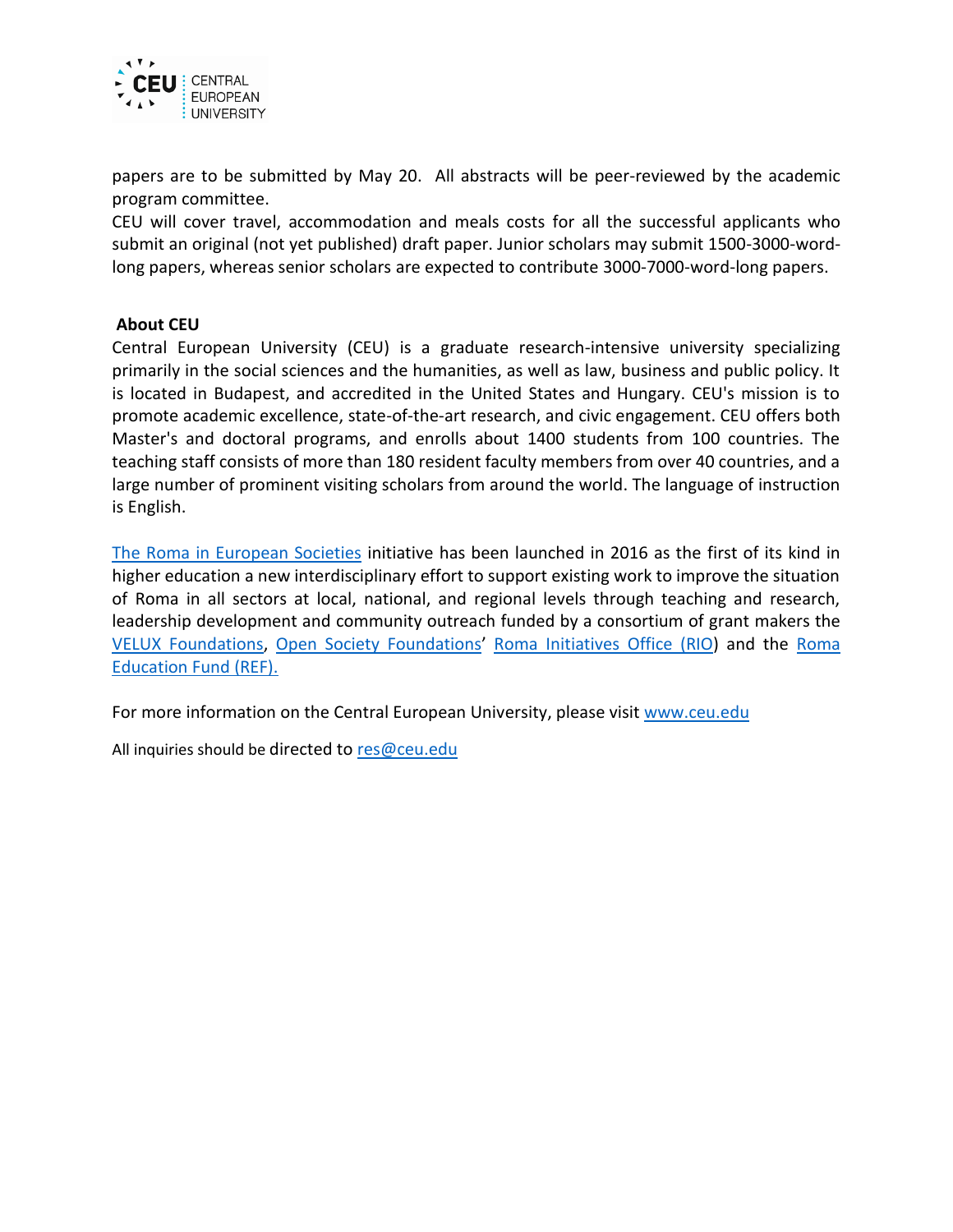papers are to be submitted by May 20. All abstracts will be peer-reviewed by the academic program committee.

CEU will cover travel, accommodation and meals costs for all the successful applicants who submit an original (not yet published) draft paper. Junior scholars may submit 1500-3000-word-long papers, whereas senior scholars are expected to contribute 3000-7000-word-long papers.

**About CEU**

Central European University (CEU) is a graduate research-intensive university specializing primarily in the social sciences and the humanities, as well as law, business and public policy. It is located in Budapest, and accredited in the United States and Hungary. CEU's mission is to promote academic excellence, state-of-the-art research, and civic engagement. CEU offers both Master's and doctoral programs, and enrolls about 1400 students from 100 countries. The teaching staff consists of more than 180 resident faculty members from over 40 countries, and a large number of prominent visiting scholars from around the world. The language of instruction is English.

The Roma in European Societies initiative has been launched in 2016 as the first of its kind in higher education a new interdisciplinary effort to support existing work to improve the situation of Roma in all sectors at local, national, and regional levels through teaching and research, leadership development and community outreach funded by a consortium of grant makers the VELUX Foundations, Open Society Foundations' Roma Initiatives Office (RIO) and the Roma Education Fund (REF).

For more information on the Central European University, please visit www.ceu.edu

All inquiries should be directed to res@ceu.edu